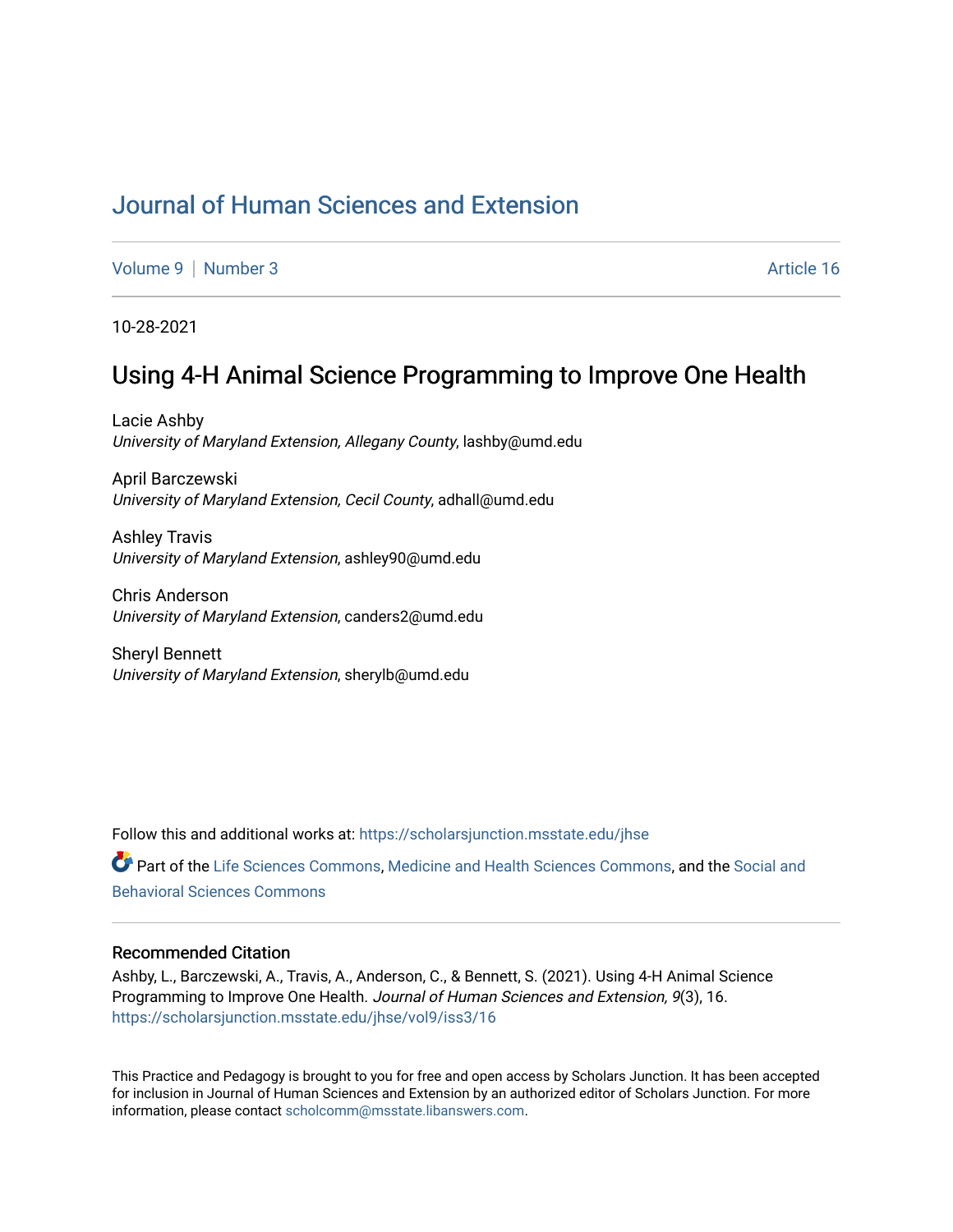# Journal of Human Sciences and Extension

Volume 9 | Number 3 Article 16

10-28-2021

## Using 4-H Animal Science Programming to Improve One Health

Lacie Ashby
*University of Maryland Extension, Allegany County*, lashby@umd.edu

April Barczewski
*University of Maryland Extension, Cecil County*, adhall@umd.edu

Ashley Travis
*University of Maryland Extension*, ashley90@umd.edu

Chris Anderson
*University of Maryland Extension*, canders2@umd.edu

Sheryl Bennett
*University of Maryland Extension*, sherylb@umd.edu

Follow this and additional works at: https://scholarsjunction.msstate.edu/jhse

Part of the Life Sciences Commons, Medicine and Health Sciences Commons, and the Social and Behavioral Sciences Commons

### Recommended Citation

Ashby, L., Barczewski, A., Travis, A., Anderson, C., & Bennett, S. (2021). Using 4-H Animal Science Programming to Improve One Health. *Journal of Human Sciences and Extension, 9*(3), 16.
https://scholarsjunction.msstate.edu/jhse/vol9/iss3/16

This Practice and Pedagogy is brought to you for free and open access by Scholars Junction. It has been accepted for inclusion in Journal of Human Sciences and Extension by an authorized editor of Scholars Junction. For more information, please contact scholcomm@msstate.libanswers.com.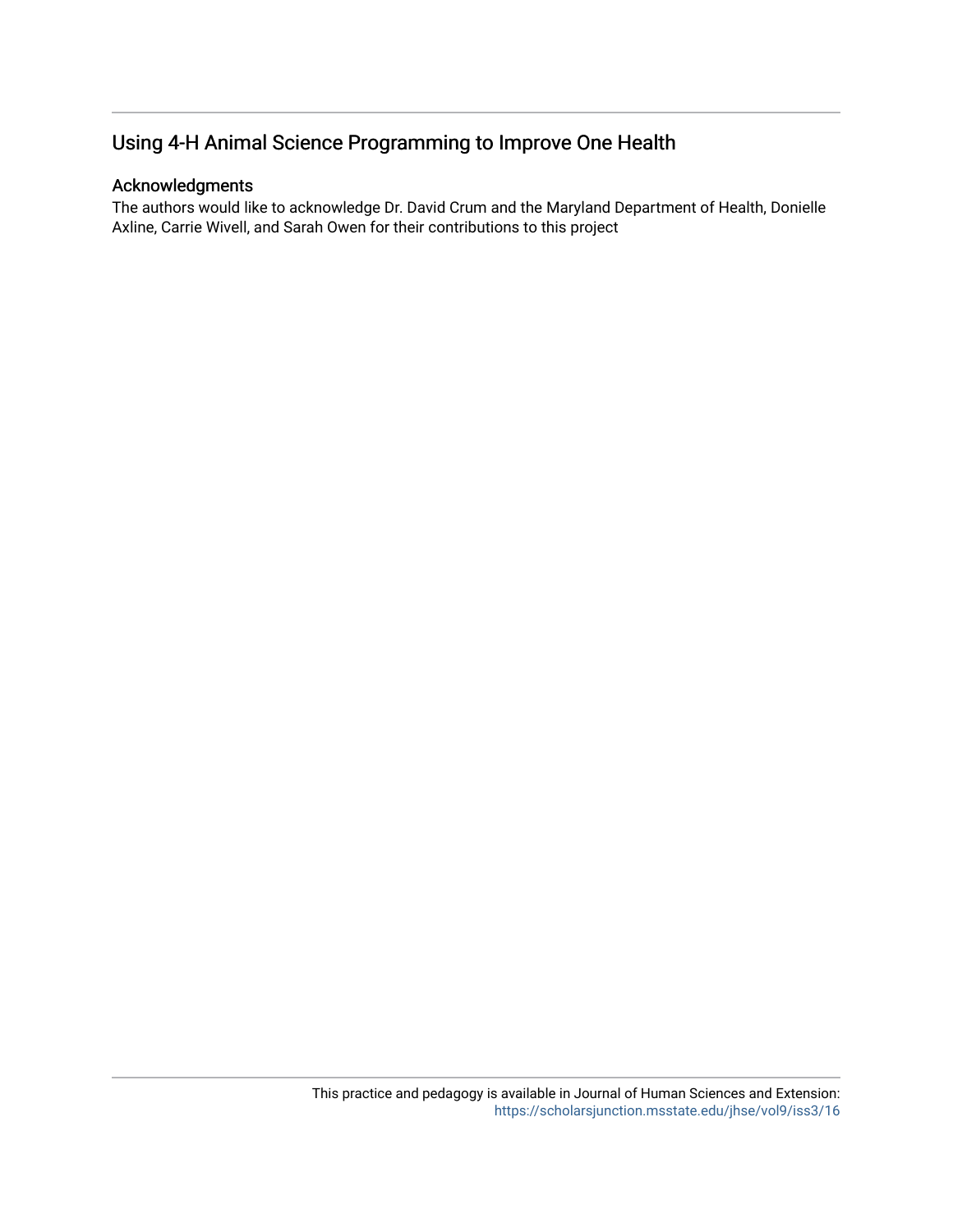# Using 4-H Animal Science Programming to Improve One Health

## Acknowledgments

The authors would like to acknowledge Dr. David Crum and the Maryland Department of Health, Donielle Axline, Carrie Wivell, and Sarah Owen for their contributions to this project

This practice and pedagogy is available in Journal of Human Sciences and Extension: https://scholarsjunction.msstate.edu/jhse/vol9/iss3/16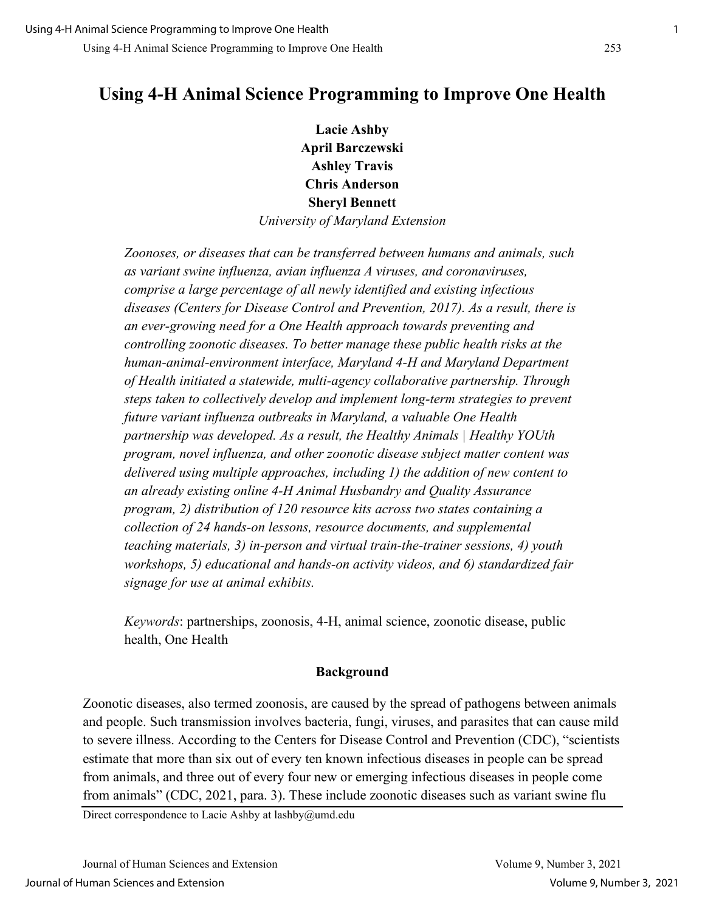# Using 4-H Animal Science Programming to Improve One Health

**Lacie Ashby**
**April Barczewski**
**Ashley Travis**
**Chris Anderson**
**Sheryl Bennett**
*University of Maryland Extension*

*Zoonoses, or diseases that can be transferred between humans and animals, such as variant swine influenza, avian influenza A viruses, and coronaviruses, comprise a large percentage of all newly identified and existing infectious diseases (Centers for Disease Control and Prevention, 2017). As a result, there is an ever-growing need for a One Health approach towards preventing and controlling zoonotic diseases. To better manage these public health risks at the human-animal-environment interface, Maryland 4-H and Maryland Department of Health initiated a statewide, multi-agency collaborative partnership. Through steps taken to collectively develop and implement long-term strategies to prevent future variant influenza outbreaks in Maryland, a valuable One Health partnership was developed. As a result, the Healthy Animals | Healthy YOUth program, novel influenza, and other zoonotic disease subject matter content was delivered using multiple approaches, including 1) the addition of new content to an already existing online 4-H Animal Husbandry and Quality Assurance program, 2) distribution of 120 resource kits across two states containing a collection of 24 hands-on lessons, resource documents, and supplemental teaching materials, 3) in-person and virtual train-the-trainer sessions, 4) youth workshops, 5) educational and hands-on activity videos, and 6) standardized fair signage for use at animal exhibits.*

*Keywords*: partnerships, zoonosis, 4-H, animal science, zoonotic disease, public health, One Health

## Background

Zoonotic diseases, also termed zoonosis, are caused by the spread of pathogens between animals and people. Such transmission involves bacteria, fungi, viruses, and parasites that can cause mild to severe illness. According to the Centers for Disease Control and Prevention (CDC), "scientists estimate that more than six out of every ten known infectious diseases in people can be spread from animals, and three out of every four new or emerging infectious diseases in people come from animals" (CDC, 2021, para. 3). These include zoonotic diseases such as variant swine flu

Direct correspondence to Lacie Ashby at lashby@umd.edu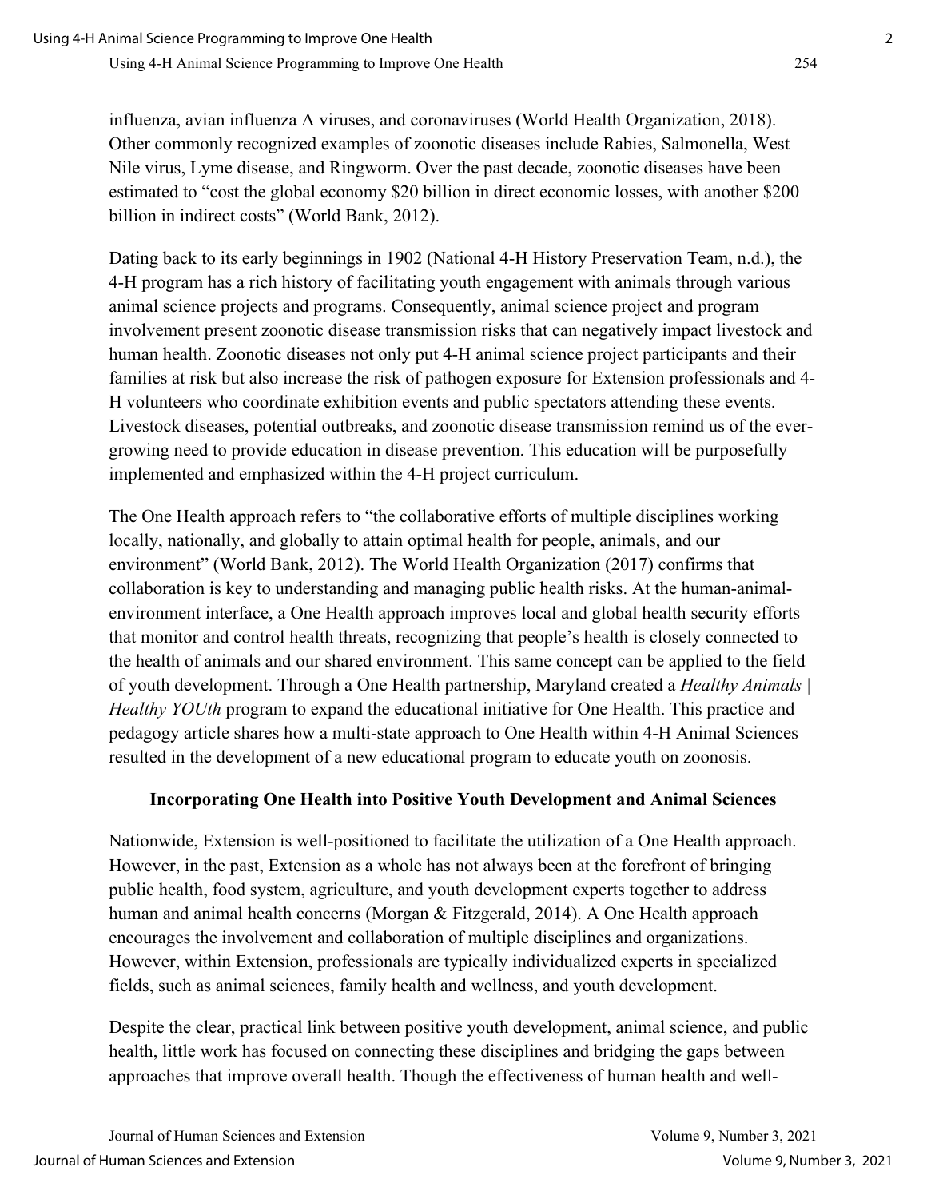influenza, avian influenza A viruses, and coronaviruses (World Health Organization, 2018). Other commonly recognized examples of zoonotic diseases include Rabies, Salmonella, West Nile virus, Lyme disease, and Ringworm. Over the past decade, zoonotic diseases have been estimated to "cost the global economy $20 billion in direct economic losses, with another $200 billion in indirect costs" (World Bank, 2012).

Dating back to its early beginnings in 1902 (National 4-H History Preservation Team, n.d.), the 4-H program has a rich history of facilitating youth engagement with animals through various animal science projects and programs. Consequently, animal science project and program involvement present zoonotic disease transmission risks that can negatively impact livestock and human health. Zoonotic diseases not only put 4-H animal science project participants and their families at risk but also increase the risk of pathogen exposure for Extension professionals and 4-H volunteers who coordinate exhibition events and public spectators attending these events. Livestock diseases, potential outbreaks, and zoonotic disease transmission remind us of the ever-growing need to provide education in disease prevention. This education will be purposefully implemented and emphasized within the 4-H project curriculum.

The One Health approach refers to "the collaborative efforts of multiple disciplines working locally, nationally, and globally to attain optimal health for people, animals, and our environment" (World Bank, 2012). The World Health Organization (2017) confirms that collaboration is key to understanding and managing public health risks. At the human-animal-environment interface, a One Health approach improves local and global health security efforts that monitor and control health threats, recognizing that people's health is closely connected to the health of animals and our shared environment. This same concept can be applied to the field of youth development. Through a One Health partnership, Maryland created a *Healthy Animals | Healthy YOUth* program to expand the educational initiative for One Health. This practice and pedagogy article shares how a multi-state approach to One Health within 4-H Animal Sciences resulted in the development of a new educational program to educate youth on zoonosis.

## Incorporating One Health into Positive Youth Development and Animal Sciences

Nationwide, Extension is well-positioned to facilitate the utilization of a One Health approach. However, in the past, Extension as a whole has not always been at the forefront of bringing public health, food system, agriculture, and youth development experts together to address human and animal health concerns (Morgan & Fitzgerald, 2014). A One Health approach encourages the involvement and collaboration of multiple disciplines and organizations. However, within Extension, professionals are typically individualized experts in specialized fields, such as animal sciences, family health and wellness, and youth development.

Despite the clear, practical link between positive youth development, animal science, and public health, little work has focused on connecting these disciplines and bridging the gaps between approaches that improve overall health. Though the effectiveness of human health and well-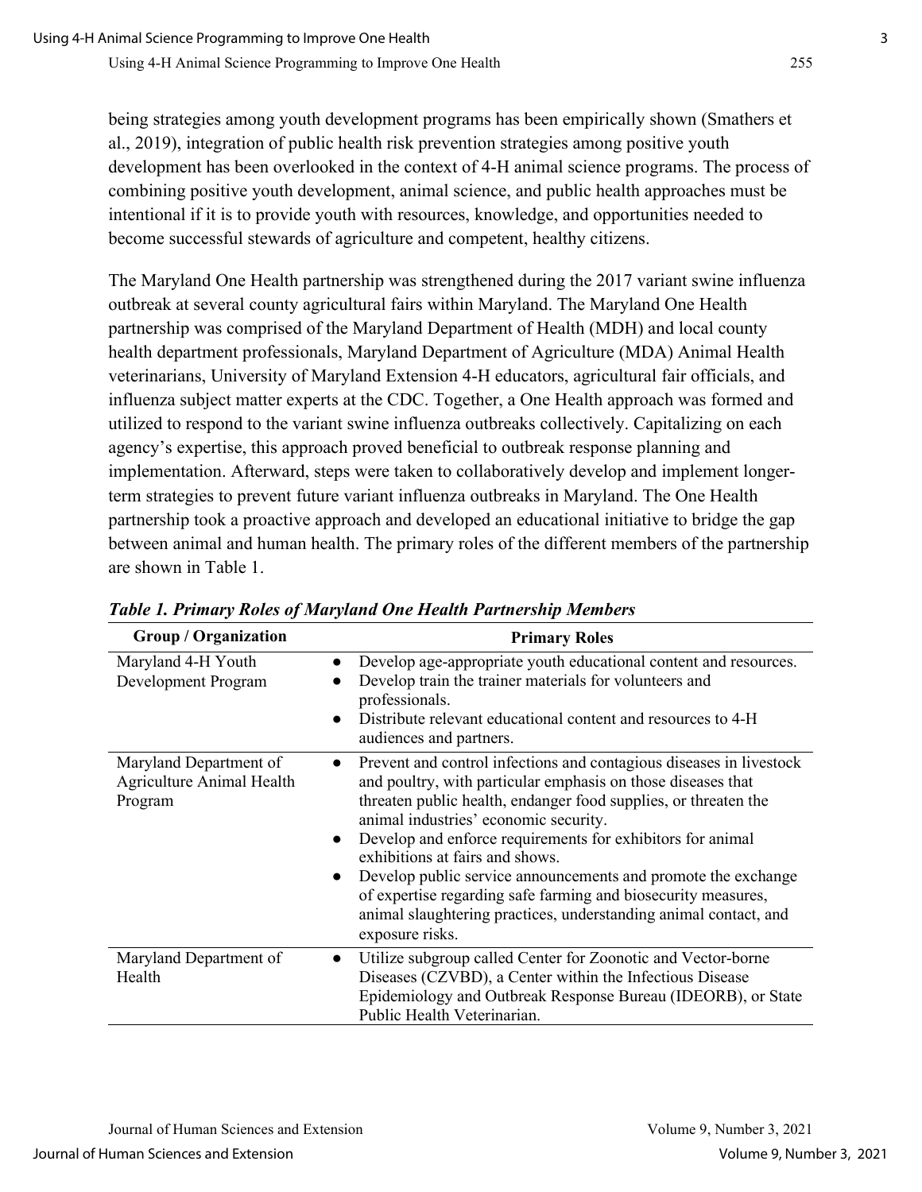being strategies among youth development programs has been empirically shown (Smathers et al., 2019), integration of public health risk prevention strategies among positive youth development has been overlooked in the context of 4-H animal science programs. The process of combining positive youth development, animal science, and public health approaches must be intentional if it is to provide youth with resources, knowledge, and opportunities needed to become successful stewards of agriculture and competent, healthy citizens.

The Maryland One Health partnership was strengthened during the 2017 variant swine influenza outbreak at several county agricultural fairs within Maryland. The Maryland One Health partnership was comprised of the Maryland Department of Health (MDH) and local county health department professionals, Maryland Department of Agriculture (MDA) Animal Health veterinarians, University of Maryland Extension 4-H educators, agricultural fair officials, and influenza subject matter experts at the CDC. Together, a One Health approach was formed and utilized to respond to the variant swine influenza outbreaks collectively. Capitalizing on each agency's expertise, this approach proved beneficial to outbreak response planning and implementation. Afterward, steps were taken to collaboratively develop and implement longer-term strategies to prevent future variant influenza outbreaks in Maryland. The One Health partnership took a proactive approach and developed an educational initiative to bridge the gap between animal and human health. The primary roles of the different members of the partnership are shown in Table 1.

***Table 1. Primary Roles of Maryland One Health Partnership Members***

| Group / Organization | Primary Roles |
|---|---|
| Maryland 4-H Youth Development Program | • Develop age-appropriate youth educational content and resources.<br>• Develop train the trainer materials for volunteers and professionals.<br>• Distribute relevant educational content and resources to 4-H audiences and partners. |
| Maryland Department of Agriculture Animal Health Program | • Prevent and control infections and contagious diseases in livestock and poultry, with particular emphasis on those diseases that threaten public health, endanger food supplies, or threaten the animal industries' economic security.<br>• Develop and enforce requirements for exhibitors for animal exhibitions at fairs and shows.<br>• Develop public service announcements and promote the exchange of expertise regarding safe farming and biosecurity measures, animal slaughtering practices, understanding animal contact, and exposure risks. |
| Maryland Department of Health | • Utilize subgroup called Center for Zoonotic and Vector-borne Diseases (CZVBD), a Center within the Infectious Disease Epidemiology and Outbreak Response Bureau (IDEORB), or State Public Health Veterinarian. |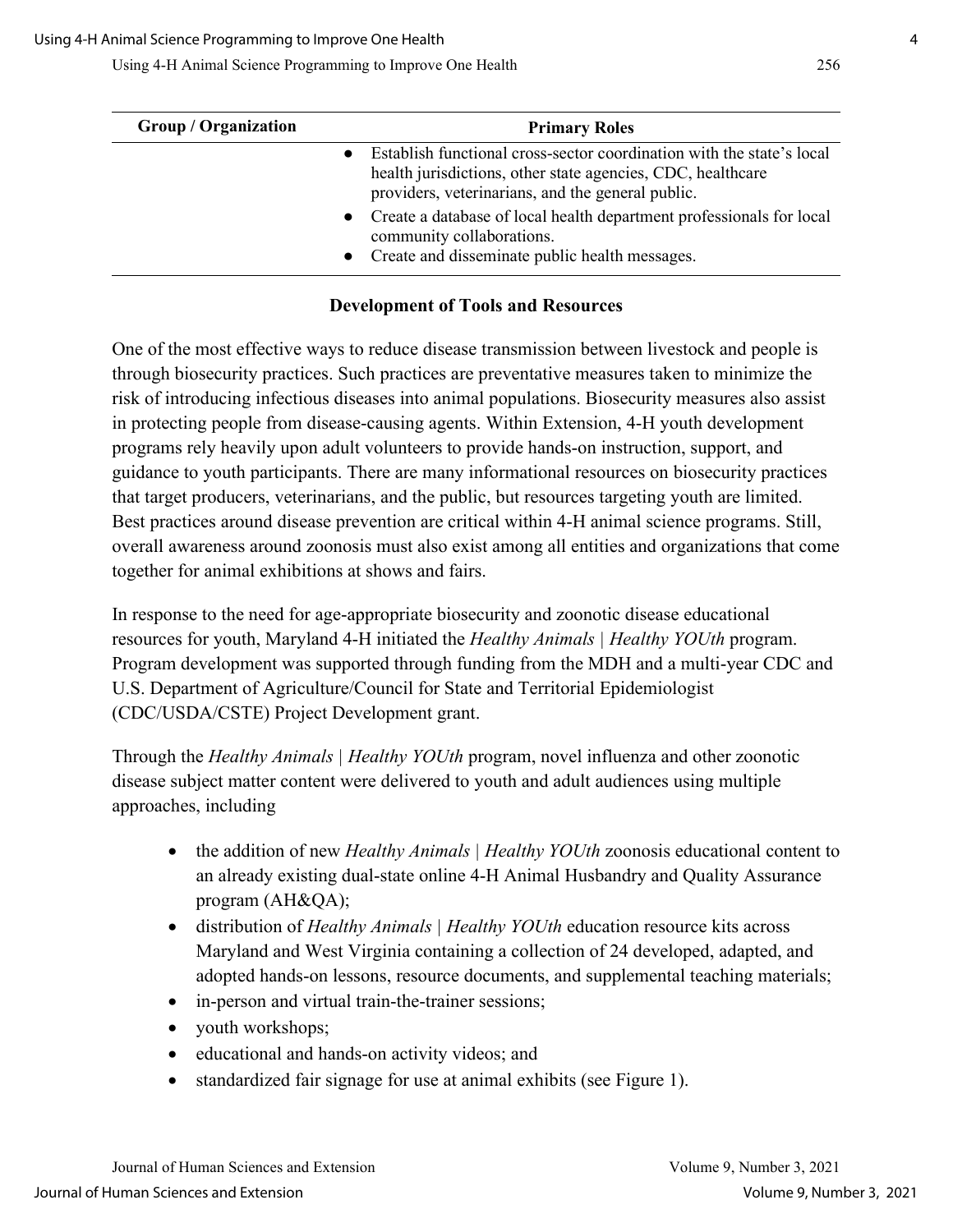| Group / Organization | Primary Roles |
| --- | --- |
| | ● Establish functional cross-sector coordination with the state's local health jurisdictions, other state agencies, CDC, healthcare providers, veterinarians, and the general public.<br>● Create a database of local health department professionals for local community collaborations.<br>● Create and disseminate public health messages. |

## Development of Tools and Resources

One of the most effective ways to reduce disease transmission between livestock and people is through biosecurity practices. Such practices are preventative measures taken to minimize the risk of introducing infectious diseases into animal populations. Biosecurity measures also assist in protecting people from disease-causing agents. Within Extension, 4-H youth development programs rely heavily upon adult volunteers to provide hands-on instruction, support, and guidance to youth participants. There are many informational resources on biosecurity practices that target producers, veterinarians, and the public, but resources targeting youth are limited. Best practices around disease prevention are critical within 4-H animal science programs. Still, overall awareness around zoonosis must also exist among all entities and organizations that come together for animal exhibitions at shows and fairs.

In response to the need for age-appropriate biosecurity and zoonotic disease educational resources for youth, Maryland 4-H initiated the *Healthy Animals | Healthy YOUth* program. Program development was supported through funding from the MDH and a multi-year CDC and U.S. Department of Agriculture/Council for State and Territorial Epidemiologist (CDC/USDA/CSTE) Project Development grant.

Through the *Healthy Animals | Healthy YOUth* program, novel influenza and other zoonotic disease subject matter content were delivered to youth and adult audiences using multiple approaches, including

- the addition of new *Healthy Animals | Healthy YOUth* zoonosis educational content to an already existing dual-state online 4-H Animal Husbandry and Quality Assurance program (AH&QA);
- distribution of *Healthy Animals | Healthy YOUth* education resource kits across Maryland and West Virginia containing a collection of 24 developed, adapted, and adopted hands-on lessons, resource documents, and supplemental teaching materials;
- in-person and virtual train-the-trainer sessions;
- youth workshops;
- educational and hands-on activity videos; and
- standardized fair signage for use at animal exhibits (see Figure 1).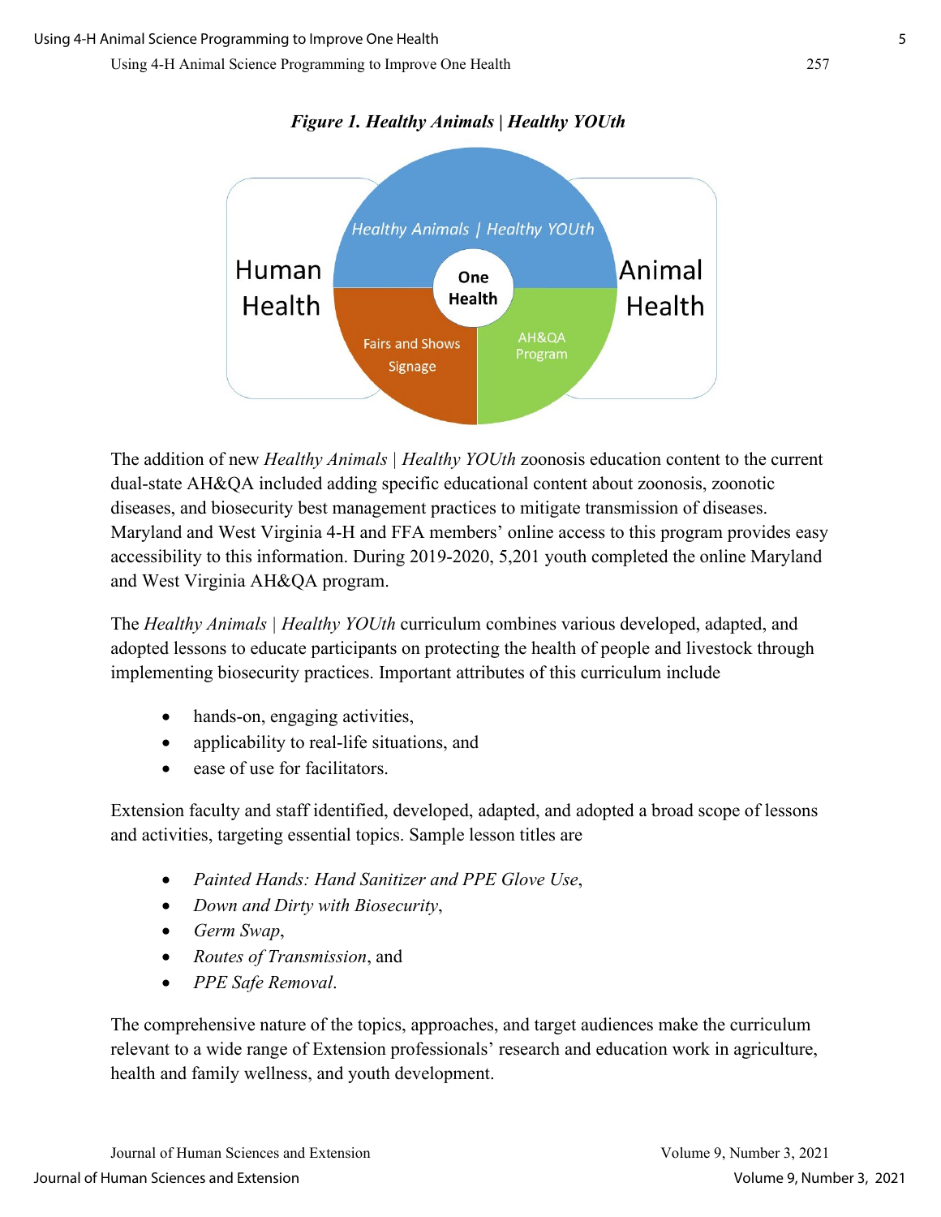*Figure 1. Healthy Animals | Healthy YOUth*

Human Health

Healthy Animals | Healthy YOUth

One Health

Fairs and Shows Signage

AH&QA Program

Animal Health

The addition of new *Healthy Animals* | *Healthy YOUth* zoonosis education content to the current dual-state AH&QA included adding specific educational content about zoonosis, zoonotic diseases, and biosecurity best management practices to mitigate transmission of diseases. Maryland and West Virginia 4-H and FFA members' online access to this program provides easy accessibility to this information. During 2019-2020, 5,201 youth completed the online Maryland and West Virginia AH&QA program.

The *Healthy Animals* | *Healthy YOUth* curriculum combines various developed, adapted, and adopted lessons to educate participants on protecting the health of people and livestock through implementing biosecurity practices. Important attributes of this curriculum include

- hands-on, engaging activities,
- applicability to real-life situations, and
- ease of use for facilitators.

Extension faculty and staff identified, developed, adapted, and adopted a broad scope of lessons and activities, targeting essential topics. Sample lesson titles are

- *Painted Hands: Hand Sanitizer and PPE Glove Use*,
- *Down and Dirty with Biosecurity*,
- *Germ Swap*,
- *Routes of Transmission*, and
- *PPE Safe Removal*.

The comprehensive nature of the topics, approaches, and target audiences make the curriculum relevant to a wide range of Extension professionals' research and education work in agriculture, health and family wellness, and youth development.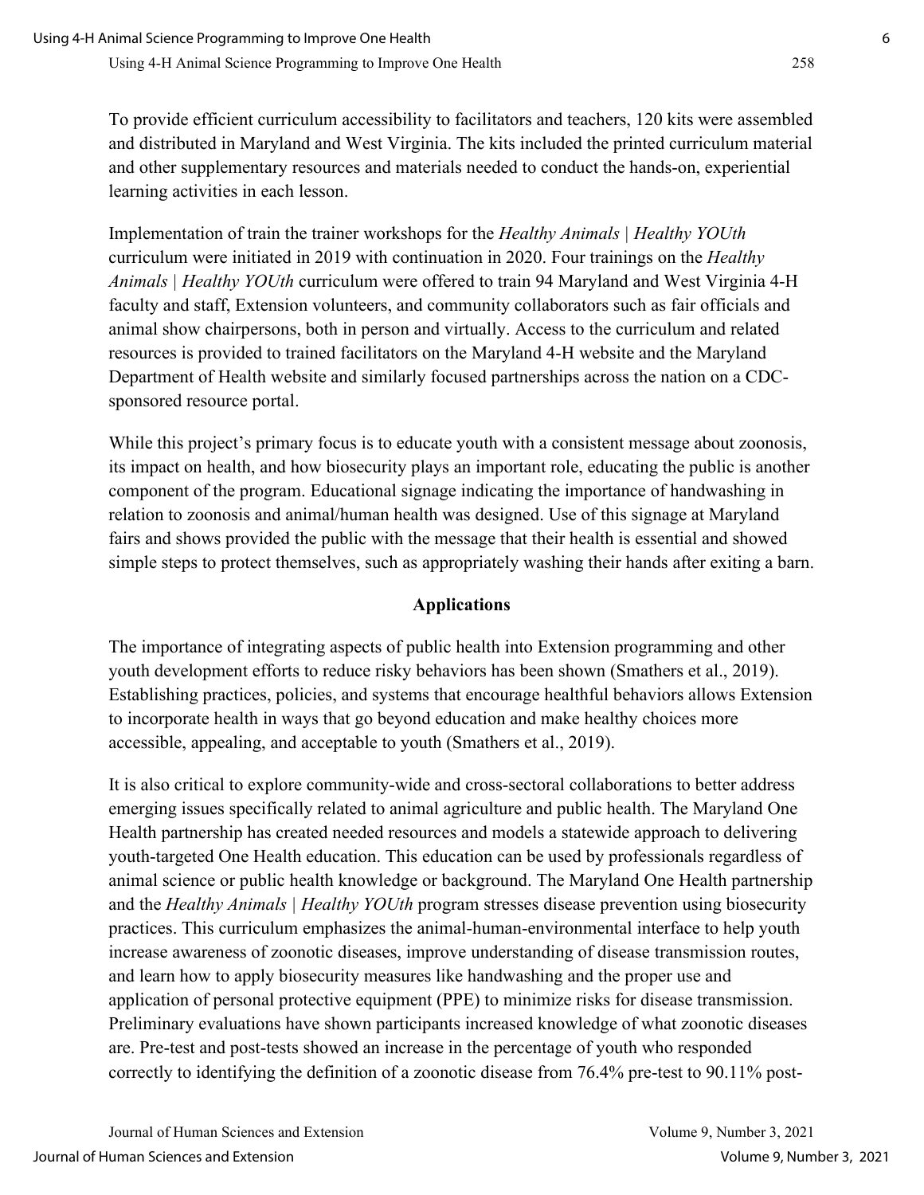To provide efficient curriculum accessibility to facilitators and teachers, 120 kits were assembled and distributed in Maryland and West Virginia. The kits included the printed curriculum material and other supplementary resources and materials needed to conduct the hands-on, experiential learning activities in each lesson.

Implementation of train the trainer workshops for the *Healthy Animals | Healthy YOUth* curriculum were initiated in 2019 with continuation in 2020. Four trainings on the *Healthy Animals | Healthy YOUth* curriculum were offered to train 94 Maryland and West Virginia 4-H faculty and staff, Extension volunteers, and community collaborators such as fair officials and animal show chairpersons, both in person and virtually. Access to the curriculum and related resources is provided to trained facilitators on the Maryland 4-H website and the Maryland Department of Health website and similarly focused partnerships across the nation on a CDC-sponsored resource portal.

While this project's primary focus is to educate youth with a consistent message about zoonosis, its impact on health, and how biosecurity plays an important role, educating the public is another component of the program. Educational signage indicating the importance of handwashing in relation to zoonosis and animal/human health was designed. Use of this signage at Maryland fairs and shows provided the public with the message that their health is essential and showed simple steps to protect themselves, such as appropriately washing their hands after exiting a barn.

## Applications

The importance of integrating aspects of public health into Extension programming and other youth development efforts to reduce risky behaviors has been shown (Smathers et al., 2019). Establishing practices, policies, and systems that encourage healthful behaviors allows Extension to incorporate health in ways that go beyond education and make healthy choices more accessible, appealing, and acceptable to youth (Smathers et al., 2019).

It is also critical to explore community-wide and cross-sectoral collaborations to better address emerging issues specifically related to animal agriculture and public health. The Maryland One Health partnership has created needed resources and models a statewide approach to delivering youth-targeted One Health education. This education can be used by professionals regardless of animal science or public health knowledge or background. The Maryland One Health partnership and the *Healthy Animals | Healthy YOUth* program stresses disease prevention using biosecurity practices. This curriculum emphasizes the animal-human-environmental interface to help youth increase awareness of zoonotic diseases, improve understanding of disease transmission routes, and learn how to apply biosecurity measures like handwashing and the proper use and application of personal protective equipment (PPE) to minimize risks for disease transmission. Preliminary evaluations have shown participants increased knowledge of what zoonotic diseases are. Pre-test and post-tests showed an increase in the percentage of youth who responded correctly to identifying the definition of a zoonotic disease from 76.4% pre-test to 90.11% post-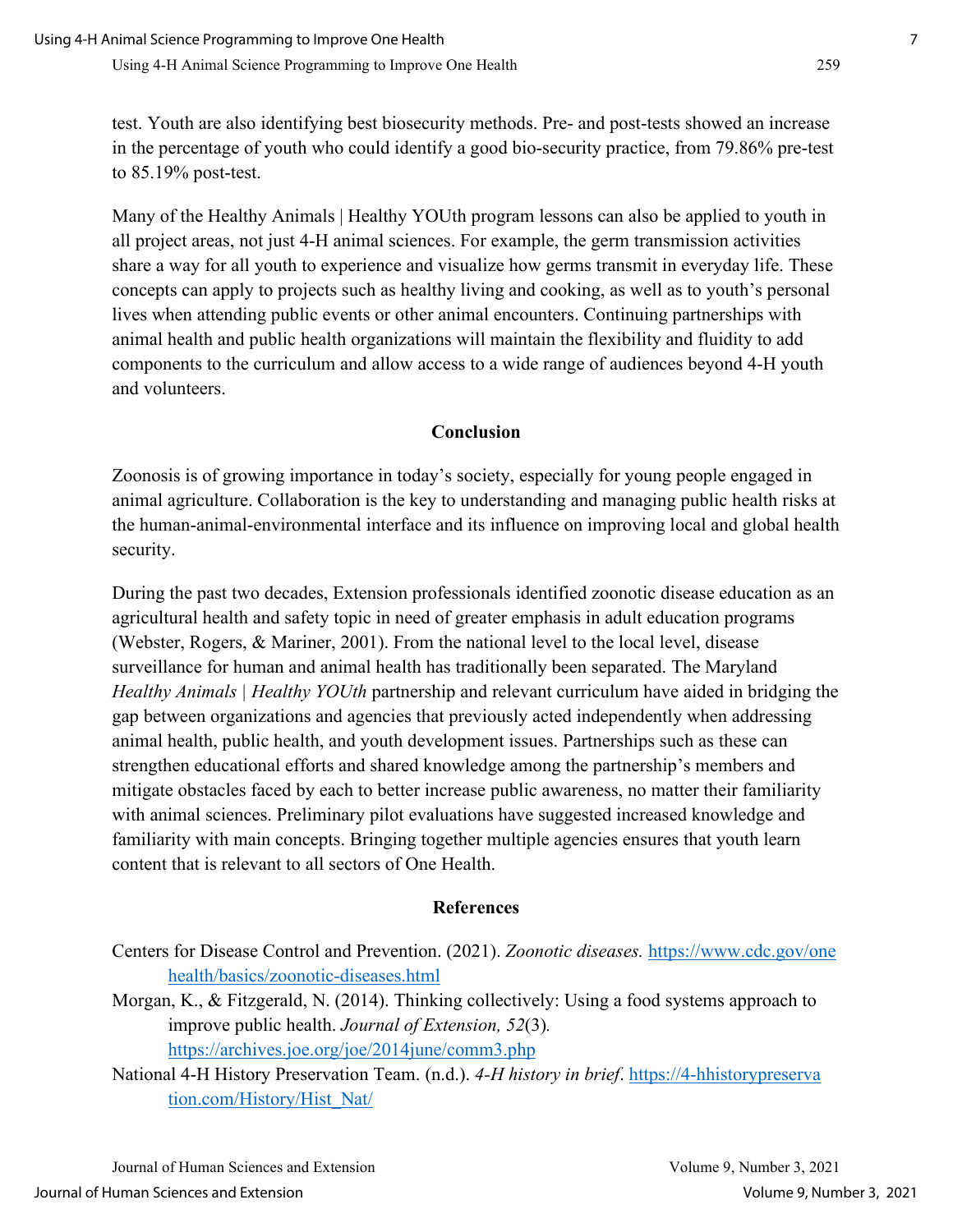test. Youth are also identifying best biosecurity methods. Pre- and post-tests showed an increase in the percentage of youth who could identify a good bio-security practice, from 79.86% pre-test to 85.19% post-test.

Many of the Healthy Animals | Healthy YOUth program lessons can also be applied to youth in all project areas, not just 4-H animal sciences. For example, the germ transmission activities share a way for all youth to experience and visualize how germs transmit in everyday life. These concepts can apply to projects such as healthy living and cooking, as well as to youth's personal lives when attending public events or other animal encounters. Continuing partnerships with animal health and public health organizations will maintain the flexibility and fluidity to add components to the curriculum and allow access to a wide range of audiences beyond 4-H youth and volunteers.

## Conclusion

Zoonosis is of growing importance in today's society, especially for young people engaged in animal agriculture. Collaboration is the key to understanding and managing public health risks at the human-animal-environmental interface and its influence on improving local and global health security.

During the past two decades, Extension professionals identified zoonotic disease education as an agricultural health and safety topic in need of greater emphasis in adult education programs (Webster, Rogers, & Mariner, 2001). From the national level to the local level, disease surveillance for human and animal health has traditionally been separated. The Maryland *Healthy Animals | Healthy YOUth* partnership and relevant curriculum have aided in bridging the gap between organizations and agencies that previously acted independently when addressing animal health, public health, and youth development issues. Partnerships such as these can strengthen educational efforts and shared knowledge among the partnership's members and mitigate obstacles faced by each to better increase public awareness, no matter their familiarity with animal sciences. Preliminary pilot evaluations have suggested increased knowledge and familiarity with main concepts. Bringing together multiple agencies ensures that youth learn content that is relevant to all sectors of One Health.

## References

Centers for Disease Control and Prevention. (2021). *Zoonotic diseases.* https://www.cdc.gov/onehealth/basics/zoonotic-diseases.html

Morgan, K., & Fitzgerald, N. (2014). Thinking collectively: Using a food systems approach to improve public health. *Journal of Extension, 52*(3). https://archives.joe.org/joe/2014june/comm3.php

National 4-H History Preservation Team. (n.d.). *4-H history in brief*. https://4-hhistorypreservation.com/History/Hist_Nat/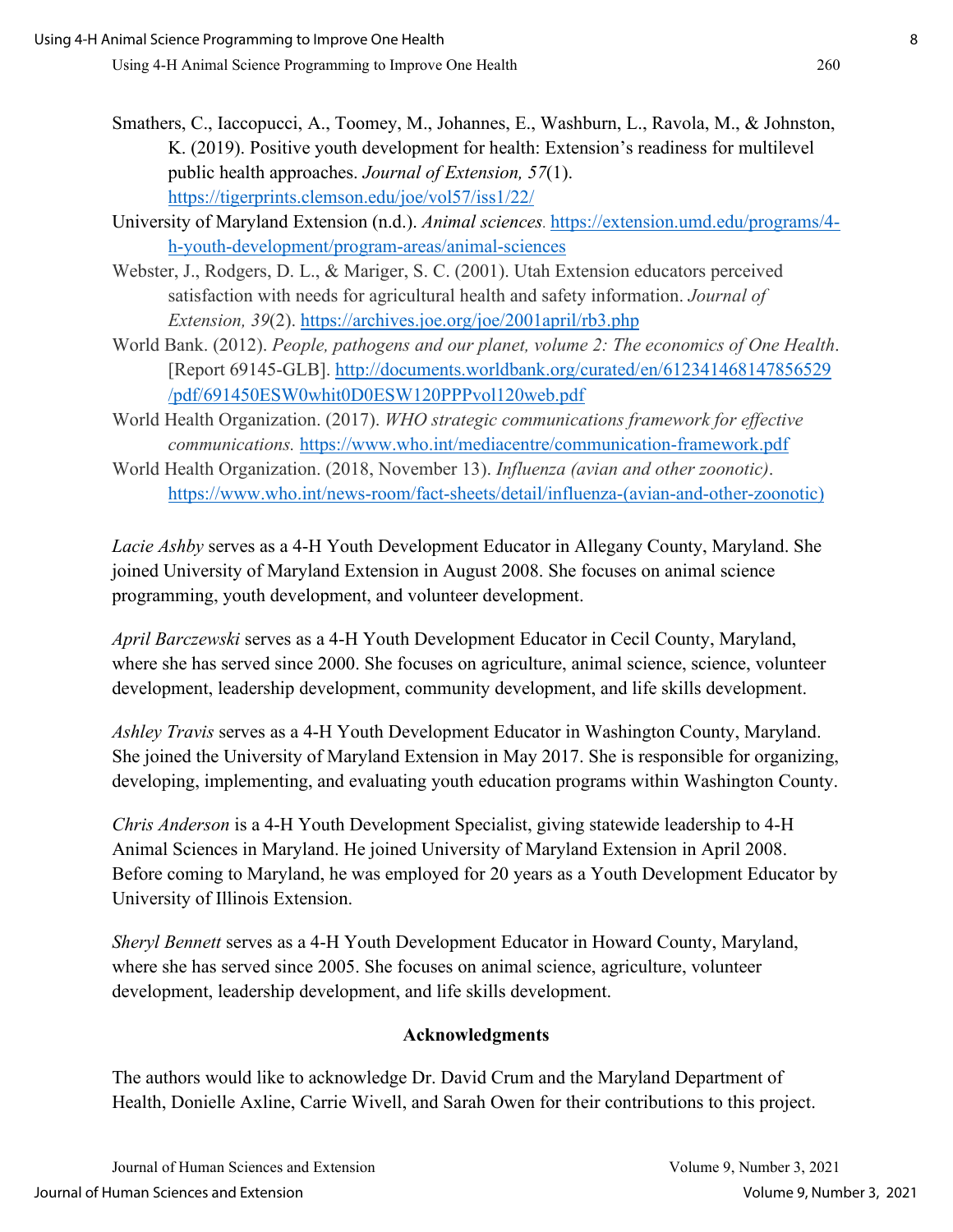Smathers, C., Iaccopucci, A., Toomey, M., Johannes, E., Washburn, L., Ravola, M., & Johnston, K. (2019). Positive youth development for health: Extension's readiness for multilevel public health approaches. *Journal of Extension, 57*(1). https://tigerprints.clemson.edu/joe/vol57/iss1/22/

University of Maryland Extension (n.d.). *Animal sciences*. https://extension.umd.edu/programs/4-h-youth-development/program-areas/animal-sciences

Webster, J., Rodgers, D. L., & Mariger, S. C. (2001). Utah Extension educators perceived satisfaction with needs for agricultural health and safety information. *Journal of Extension, 39*(2). https://archives.joe.org/joe/2001april/rb3.php

World Bank. (2012). *People, pathogens and our planet, volume 2: The economics of One Health*. [Report 69145-GLB]. http://documents.worldbank.org/curated/en/612341468147856529/pdf/691450ESW0whit0D0ESW120PPPvol120web.pdf

World Health Organization. (2017). *WHO strategic communications framework for effective communications.* https://www.who.int/mediacentre/communication-framework.pdf

World Health Organization. (2018, November 13). *Influenza (avian and other zoonotic)*. https://www.who.int/news-room/fact-sheets/detail/influenza-(avian-and-other-zoonotic)

*Lacie Ashby* serves as a 4-H Youth Development Educator in Allegany County, Maryland. She joined University of Maryland Extension in August 2008. She focuses on animal science programming, youth development, and volunteer development.

*April Barczewski* serves as a 4-H Youth Development Educator in Cecil County, Maryland, where she has served since 2000. She focuses on agriculture, animal science, science, volunteer development, leadership development, community development, and life skills development.

*Ashley Travis* serves as a 4-H Youth Development Educator in Washington County, Maryland. She joined the University of Maryland Extension in May 2017. She is responsible for organizing, developing, implementing, and evaluating youth education programs within Washington County.

*Chris Anderson* is a 4-H Youth Development Specialist, giving statewide leadership to 4-H Animal Sciences in Maryland. He joined University of Maryland Extension in April 2008. Before coming to Maryland, he was employed for 20 years as a Youth Development Educator by University of Illinois Extension.

*Sheryl Bennett* serves as a 4-H Youth Development Educator in Howard County, Maryland, where she has served since 2005. She focuses on animal science, agriculture, volunteer development, leadership development, and life skills development.

## Acknowledgments

The authors would like to acknowledge Dr. David Crum and the Maryland Department of Health, Donielle Axline, Carrie Wivell, and Sarah Owen for their contributions to this project.